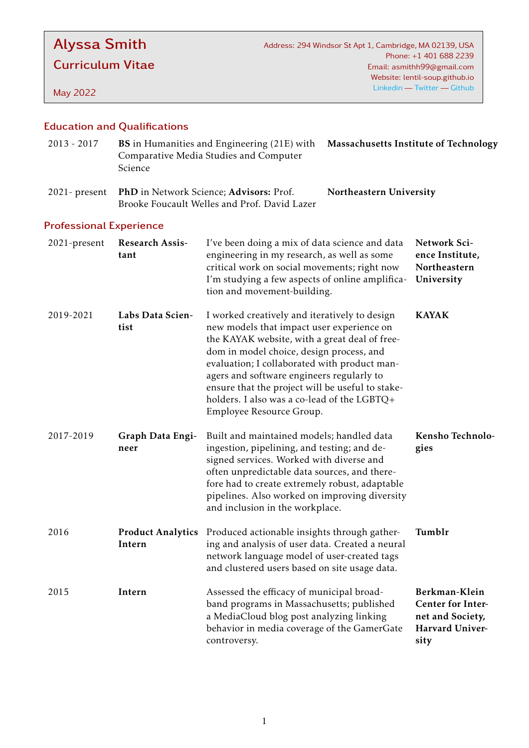# Alyssa Smith

## Curriculum Vitae

May 2022

Address: 294 Windsor St Apt 1, Cambridge, MA 02139, USA
Phone: +1 401 688 2239
Email: asmithh99@gmail.com
Website: lentil-soup.github.io
Linkedin — Twitter — Github

## Education and Qualifications

| | | |
|---|---|---|
| 2013 - 2017 | **BS** in Humanities and Engineering (21E) with Comparative Media Studies and Computer Science | **Massachusetts Institute of Technology** |
| 2021- present | **PhD** in Network Science; **Advisors:** Prof. Brooke Foucault Welles and Prof. David Lazer | **Northeastern University** |

## Professional Experience

| | | | |
|---|---|---|---|
| 2021-present | **Research Assistant** | I've been doing a mix of data science and data engineering in my research, as well as some critical work on social movements; right now I'm studying a few aspects of online amplification and movement-building. | **Network Science Institute, Northeastern University** |
| 2019-2021 | **Labs Data Scientist** | I worked creatively and iteratively to design new models that impact user experience on the KAYAK website, with a great deal of freedom in model choice, design process, and evaluation; I collaborated with product managers and software engineers regularly to ensure that the project will be useful to stakeholders. I also was a co-lead of the LGBTQ+ Employee Resource Group. | **KAYAK** |
| 2017-2019 | **Graph Data Engineer** | Built and maintained models; handled data ingestion, pipelining, and testing; and designed services. Worked with diverse and often unpredictable data sources, and therefore had to create extremely robust, adaptable pipelines. Also worked on improving diversity and inclusion in the workplace. | **Kensho Technologies** |
| 2016 | **Product Analytics Intern** | Produced actionable insights through gathering and analysis of user data. Created a neural network language model of user-created tags and clustered users based on site usage data. | **Tumblr** |
| 2015 | **Intern** | Assessed the efficacy of municipal broadband programs in Massachusetts; published a MediaCloud blog post analyzing linking behavior in media coverage of the GamerGate controversy. | **Berkman-Klein Center for Internet and Society, Harvard University** |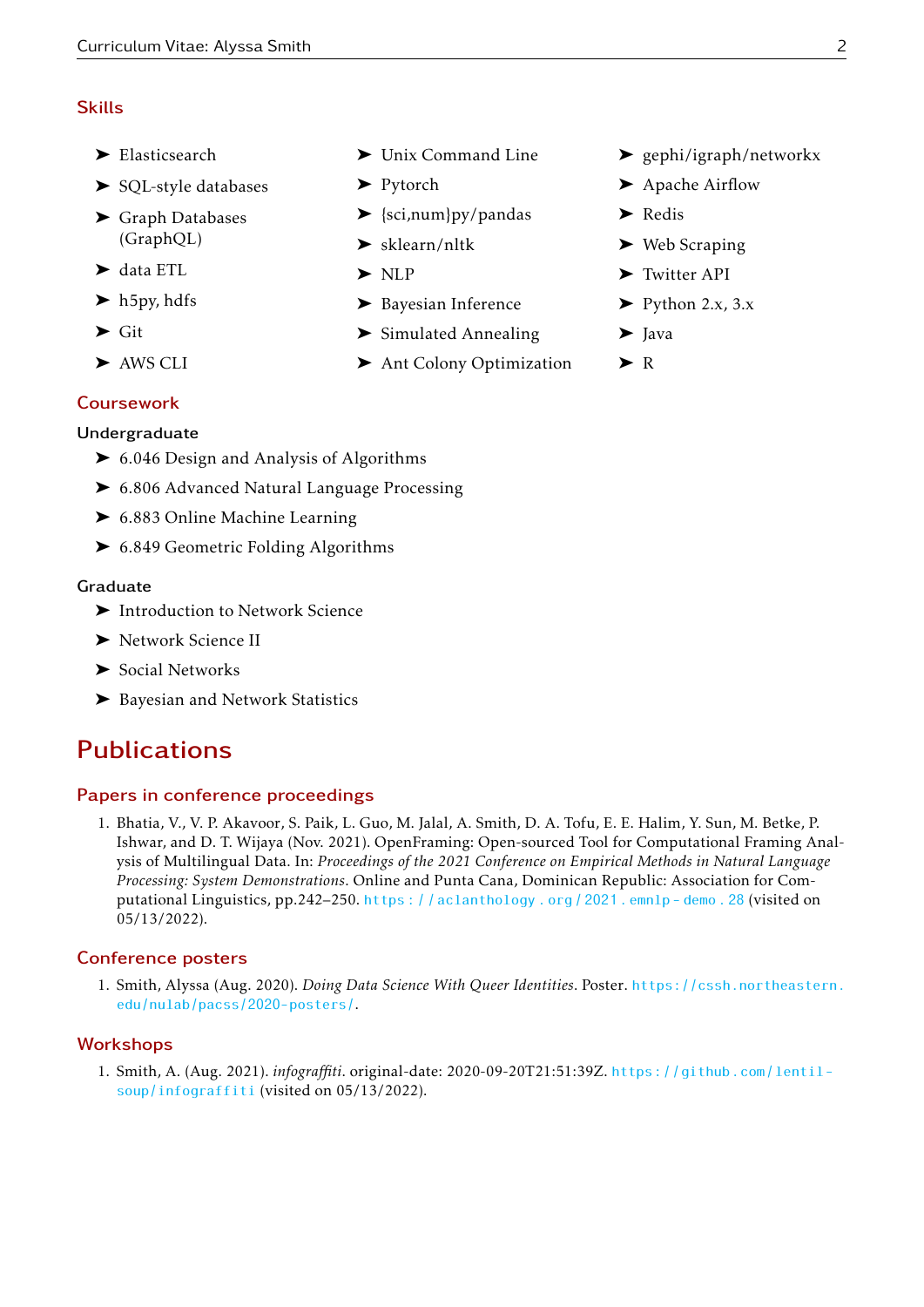## Skills

- Elasticsearch
- SQL-style databases
- Graph Databases (GraphQL)
- data ETL
- h5py, hdfs
- Git
- AWS CLI
- Unix Command Line
- Pytorch
- {sci,num}py/pandas
- sklearn/nltk
- NLP
- Bayesian Inference
- Simulated Annealing
- Ant Colony Optimization
- gephi/igraph/networkx
- Apache Airflow
- Redis
- Web Scraping
- Twitter API
- Python 2.x, 3.x
- Java
- R

## Coursework

### Undergraduate

- 6.046 Design and Analysis of Algorithms
- 6.806 Advanced Natural Language Processing
- 6.883 Online Machine Learning
- 6.849 Geometric Folding Algorithms

### Graduate

- Introduction to Network Science
- Network Science II
- Social Networks
- Bayesian and Network Statistics

# Publications

## Papers in conference proceedings

1. Bhatia, V., V. P. Akavoor, S. Paik, L. Guo, M. Jalal, A. Smith, D. A. Tofu, E. E. Halim, Y. Sun, M. Betke, P. Ishwar, and D. T. Wijaya (Nov. 2021). OpenFraming: Open-sourced Tool for Computational Framing Analysis of Multilingual Data. In: *Proceedings of the 2021 Conference on Empirical Methods in Natural Language Processing: System Demonstrations*. Online and Punta Cana, Dominican Republic: Association for Computational Linguistics, pp.242–250. https://aclanthology.org/2021.emnlp-demo.28 (visited on 05/13/2022).

## Conference posters

1. Smith, Alyssa (Aug. 2020). *Doing Data Science With Queer Identities*. Poster. https://cssh.northeastern.edu/nulab/pacss/2020-posters/.

## Workshops

1. Smith, A. (Aug. 2021). *infograffiti*. original-date: 2020-09-20T21:51:39Z. https://github.com/lentil-soup/infograffiti (visited on 05/13/2022).